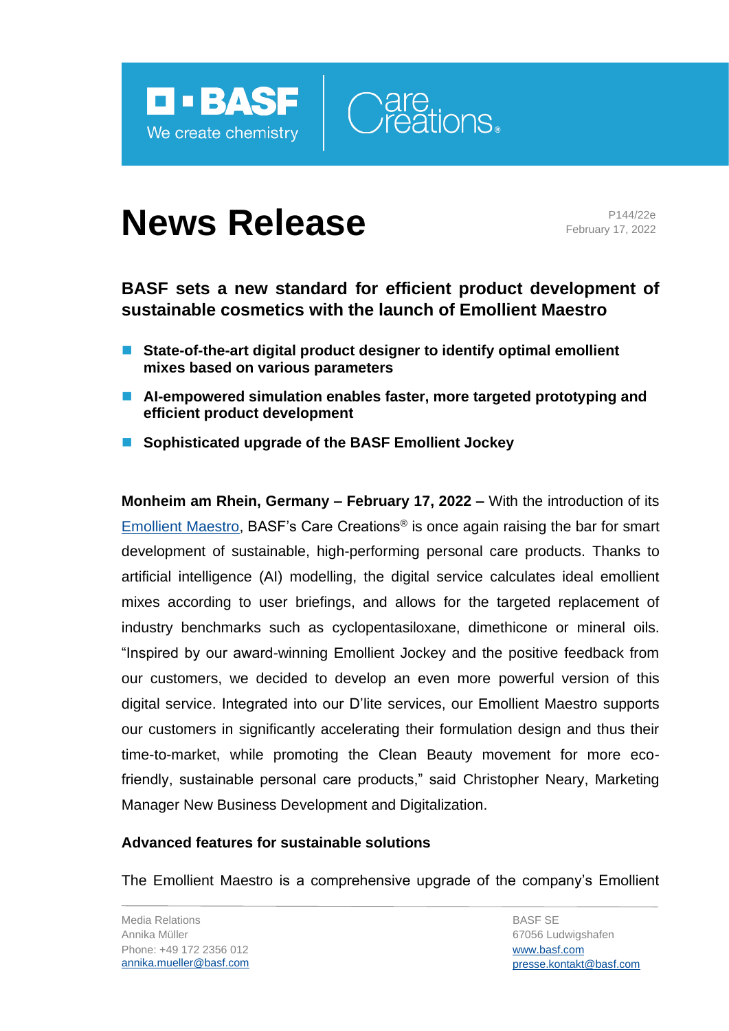# News Release

P144/22e
February 17, 2022

## BASF sets a new standard for efficient product development of sustainable cosmetics with the launch of Emollient Maestro

- **State-of-the-art digital product designer to identify optimal emollient mixes based on various parameters**
- **AI-empowered simulation enables faster, more targeted prototyping and efficient product development**
- **Sophisticated upgrade of the BASF Emollient Jockey**

**Monheim am Rhein, Germany – February 17, 2022 –** With the introduction of its Emollient Maestro, BASF's Care Creations® is once again raising the bar for smart development of sustainable, high-performing personal care products. Thanks to artificial intelligence (AI) modelling, the digital service calculates ideal emollient mixes according to user briefings, and allows for the targeted replacement of industry benchmarks such as cyclopentasiloxane, dimethicone or mineral oils. "Inspired by our award-winning Emollient Jockey and the positive feedback from our customers, we decided to develop an even more powerful version of this digital service. Integrated into our D'lite services, our Emollient Maestro supports our customers in significantly accelerating their formulation design and thus their time-to-market, while promoting the Clean Beauty movement for more eco-friendly, sustainable personal care products," said Christopher Neary, Marketing Manager New Business Development and Digitalization.

### Advanced features for sustainable solutions

The Emollient Maestro is a comprehensive upgrade of the company's Emollient

Media Relations
Annika Müller
Phone: +49 172 2356 012
annika.mueller@basf.com

BASF SE
67056 Ludwigshafen
www.basf.com
presse.kontakt@basf.com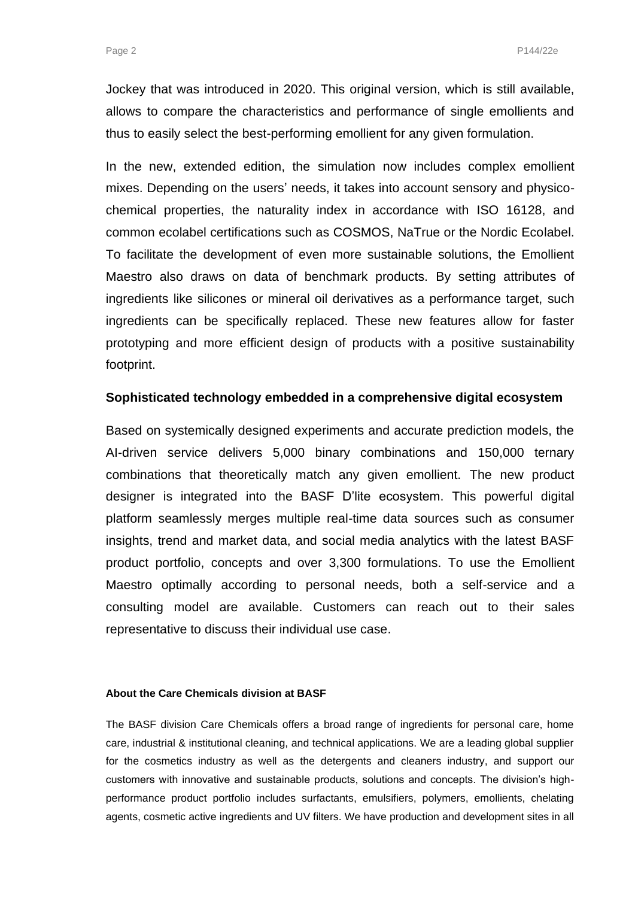Jockey that was introduced in 2020. This original version, which is still available, allows to compare the characteristics and performance of single emollients and thus to easily select the best-performing emollient for any given formulation.

In the new, extended edition, the simulation now includes complex emollient mixes. Depending on the users' needs, it takes into account sensory and physico-chemical properties, the naturality index in accordance with ISO 16128, and common ecolabel certifications such as COSMOS, NaTrue or the Nordic Ecolabel. To facilitate the development of even more sustainable solutions, the Emollient Maestro also draws on data of benchmark products. By setting attributes of ingredients like silicones or mineral oil derivatives as a performance target, such ingredients can be specifically replaced. These new features allow for faster prototyping and more efficient design of products with a positive sustainability footprint.

## Sophisticated technology embedded in a comprehensive digital ecosystem

Based on systemically designed experiments and accurate prediction models, the AI-driven service delivers 5,000 binary combinations and 150,000 ternary combinations that theoretically match any given emollient. The new product designer is integrated into the BASF D'lite ecosystem. This powerful digital platform seamlessly merges multiple real-time data sources such as consumer insights, trend and market data, and social media analytics with the latest BASF product portfolio, concepts and over 3,300 formulations. To use the Emollient Maestro optimally according to personal needs, both a self-service and a consulting model are available. Customers can reach out to their sales representative to discuss their individual use case.

**About the Care Chemicals division at BASF**

The BASF division Care Chemicals offers a broad range of ingredients for personal care, home care, industrial & institutional cleaning, and technical applications. We are a leading global supplier for the cosmetics industry as well as the detergents and cleaners industry, and support our customers with innovative and sustainable products, solutions and concepts. The division's high-performance product portfolio includes surfactants, emulsifiers, polymers, emollients, chelating agents, cosmetic active ingredients and UV filters. We have production and development sites in all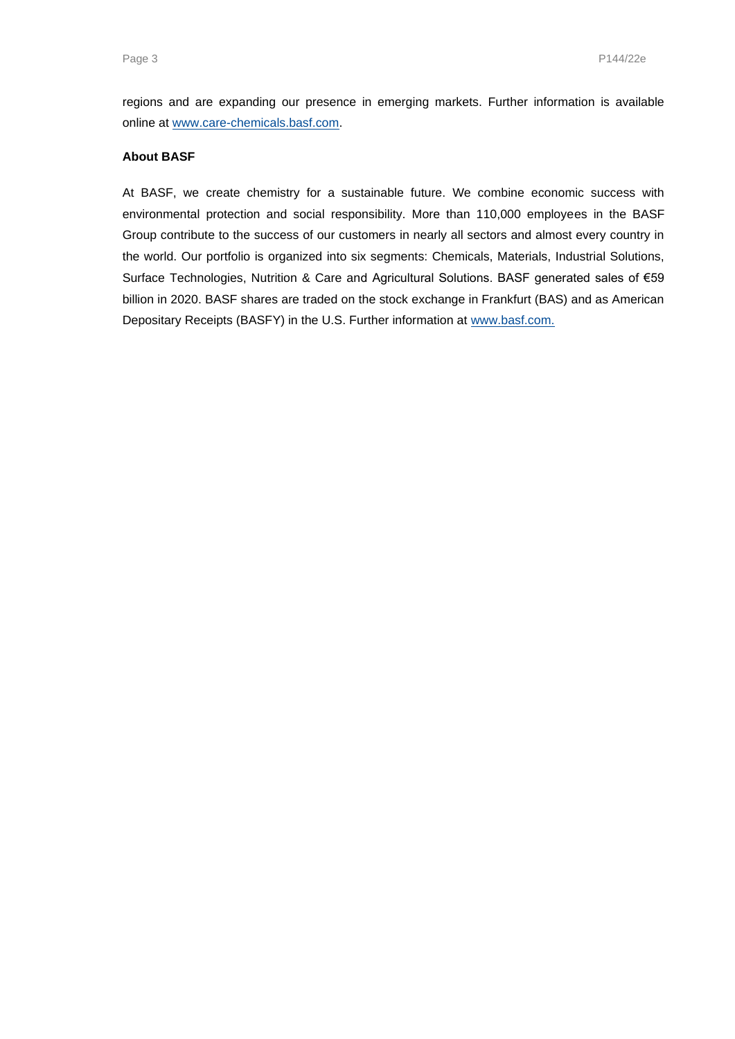regions and are expanding our presence in emerging markets. Further information is available online at www.care-chemicals.basf.com.

**About BASF**

At BASF, we create chemistry for a sustainable future. We combine economic success with environmental protection and social responsibility. More than 110,000 employees in the BASF Group contribute to the success of our customers in nearly all sectors and almost every country in the world. Our portfolio is organized into six segments: Chemicals, Materials, Industrial Solutions, Surface Technologies, Nutrition & Care and Agricultural Solutions. BASF generated sales of €59 billion in 2020. BASF shares are traded on the stock exchange in Frankfurt (BAS) and as American Depositary Receipts (BASFY) in the U.S. Further information at www.basf.com.